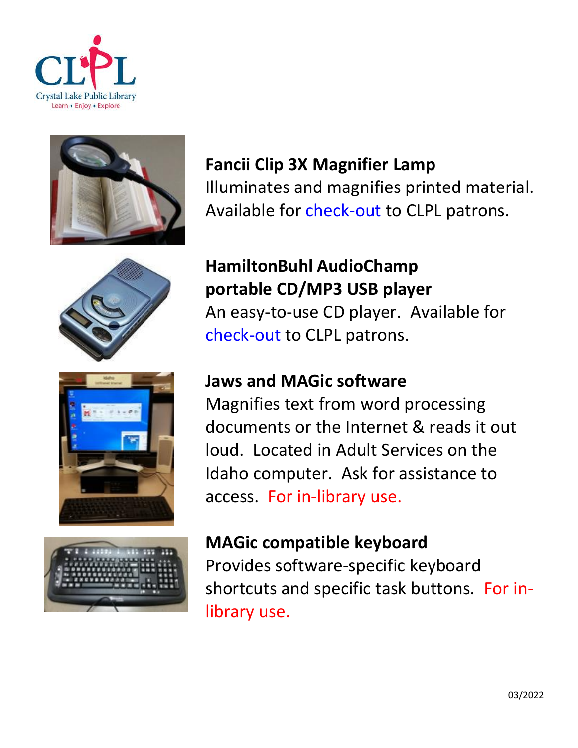CLPL
Crystal Lake Public Library
Learn • Enjoy • Explore

**Fancii Clip 3X Magnifier Lamp**
Illuminates and magnifies printed material. Available for check-out to CLPL patrons.

**HamiltonBuhl AudioChamp portable CD/MP3 USB player**
An easy-to-use CD player. Available for check-out to CLPL patrons.

**Jaws and MAGic software**
Magnifies text from word processing documents or the Internet & reads it out loud. Located in Adult Services on the Idaho computer. Ask for assistance to access. For in-library use.

**MAGic compatible keyboard**
Provides software-specific keyboard shortcuts and specific task buttons. For in-library use.

03/2022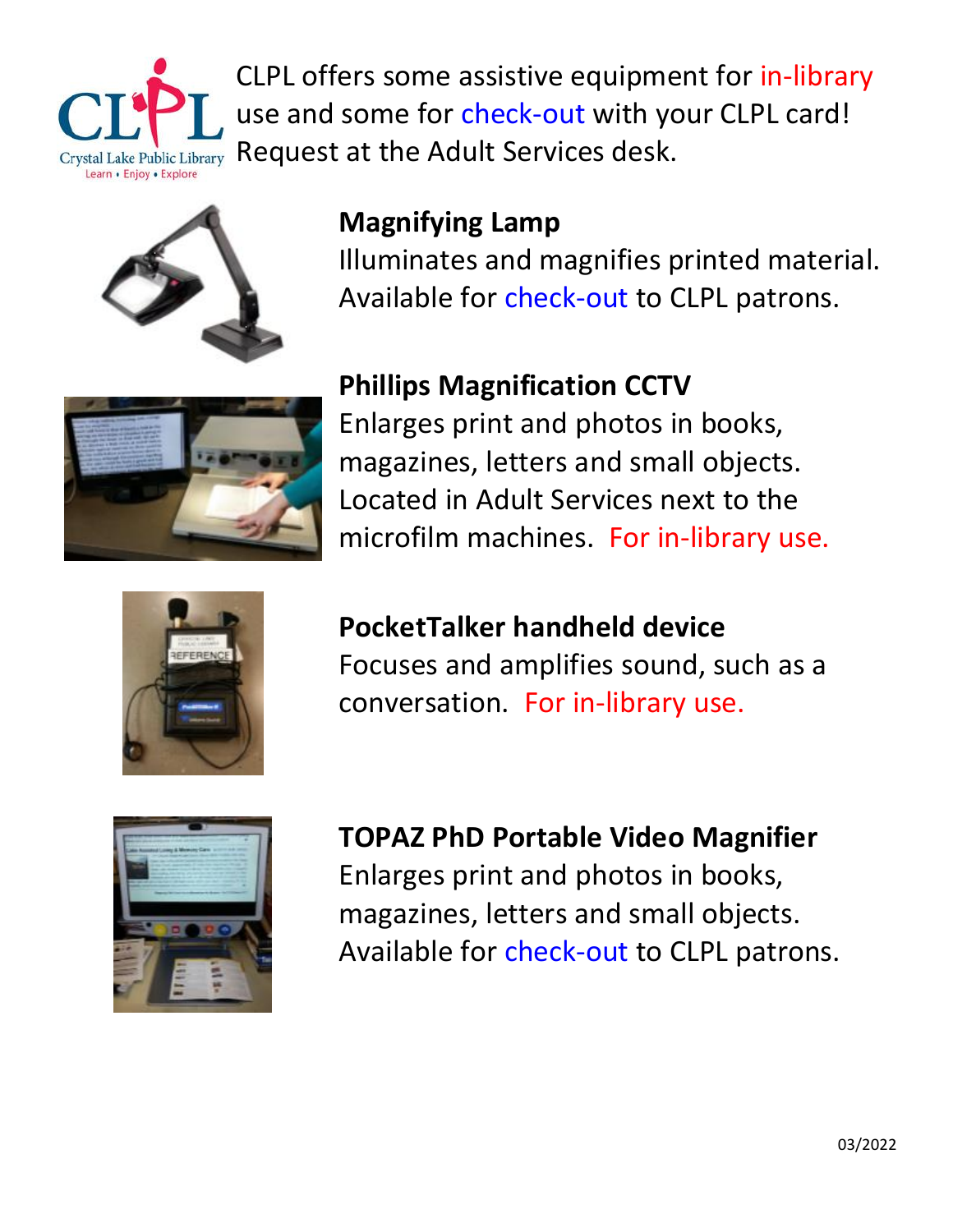CLPL offers some assistive equipment for in-library use and some for check-out with your CLPL card! Request at the Adult Services desk.

**Magnifying Lamp**
Illuminates and magnifies printed material. Available for check-out to CLPL patrons.

**Phillips Magnification CCTV**
Enlarges print and photos in books, magazines, letters and small objects. Located in Adult Services next to the microfilm machines. For in-library use.

**PocketTalker handheld device**
Focuses and amplifies sound, such as a conversation. For in-library use.

**TOPAZ PhD Portable Video Magnifier**
Enlarges print and photos in books, magazines, letters and small objects. Available for check-out to CLPL patrons.

03/2022